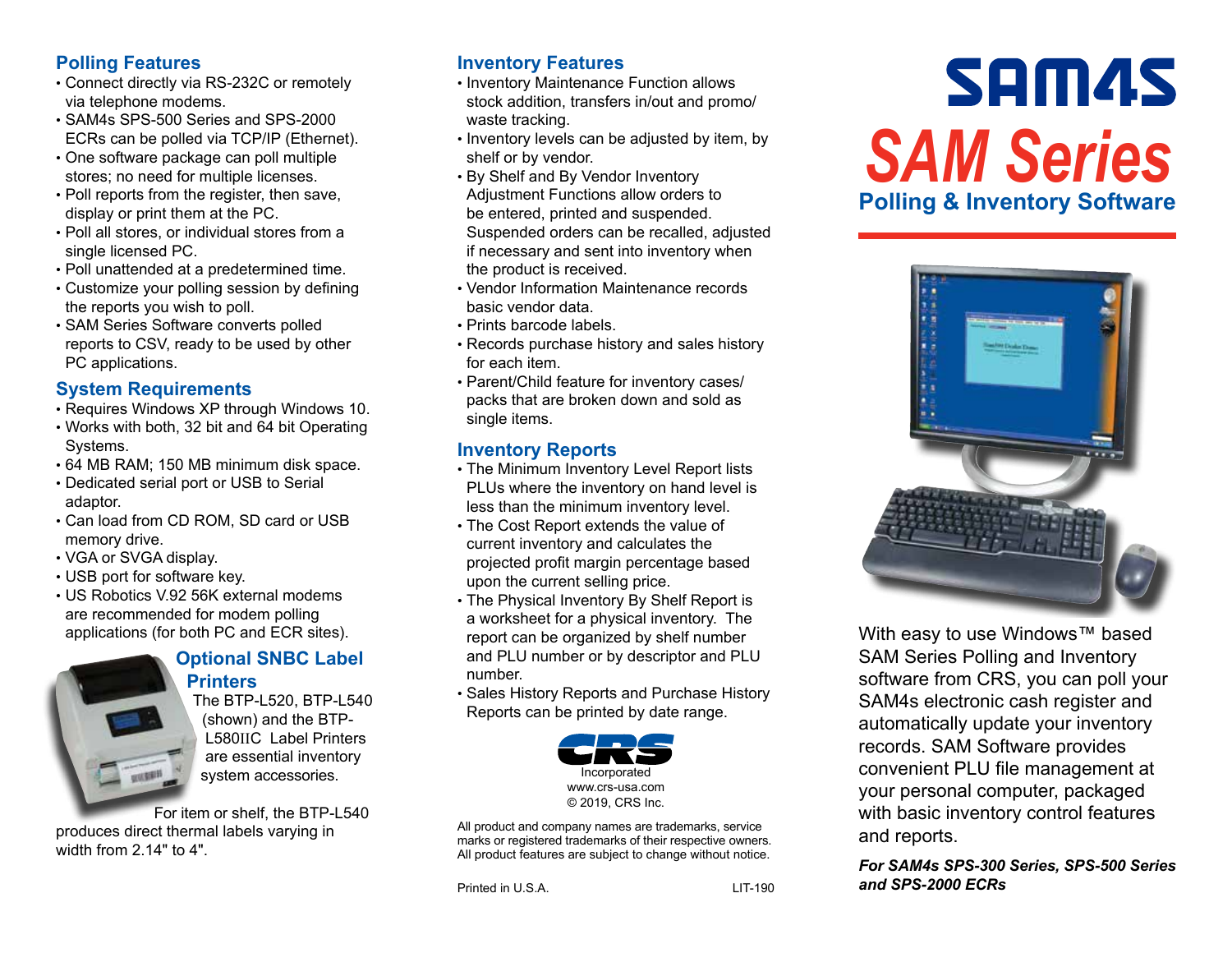# SAM4S

# SAM Series

## Polling & Inventory Software

With easy to use Windows™ based SAM Series Polling and Inventory software from CRS, you can poll your SAM4s electronic cash register and automatically update your inventory records. SAM Software provides convenient PLU file management at your personal computer, packaged with basic inventory control features and reports.

***For SAM4s SPS-300 Series, SPS-500 Series and SPS-2000 ECRs***

## Polling Features

- Connect directly via RS-232C or remotely via telephone modems.
- SAM4s SPS-500 Series and SPS-2000 ECRs can be polled via TCP/IP (Ethernet).
- One software package can poll multiple stores; no need for multiple licenses.
- Poll reports from the register, then save, display or print them at the PC.
- Poll all stores, or individual stores from a single licensed PC.
- Poll unattended at a predetermined time.
- Customize your polling session by defining the reports you wish to poll.
- SAM Series Software converts polled reports to CSV, ready to be used by other PC applications.

## System Requirements

- Requires Windows XP through Windows 10.
- Works with both, 32 bit and 64 bit Operating Systems.
- 64 MB RAM; 150 MB minimum disk space.
- Dedicated serial port or USB to Serial adaptor.
- Can load from CD ROM, SD card or USB memory drive.
- VGA or SVGA display.
- USB port for software key.
- US Robotics V.92 56K external modems are recommended for modem polling applications (for both PC and ECR sites).

## Optional SNBC Label Printers

The BTP-L520, BTP-L540 (shown) and the BTP-L580IIC Label Printers are essential inventory system accessories.

For item or shelf, the BTP-L540 produces direct thermal labels varying in width from 2.14" to 4".

## Inventory Features

- Inventory Maintenance Function allows stock addition, transfers in/out and promo/ waste tracking.
- Inventory levels can be adjusted by item, by shelf or by vendor.
- By Shelf and By Vendor Inventory Adjustment Functions allow orders to be entered, printed and suspended. Suspended orders can be recalled, adjusted if necessary and sent into inventory when the product is received.
- Vendor Information Maintenance records basic vendor data.
- Prints barcode labels.
- Records purchase history and sales history for each item.
- Parent/Child feature for inventory cases/ packs that are broken down and sold as single items.

## Inventory Reports

- The Minimum Inventory Level Report lists PLUs where the inventory on hand level is less than the minimum inventory level.
- The Cost Report extends the value of current inventory and calculates the projected profit margin percentage based upon the current selling price.
- The Physical Inventory By Shelf Report is a worksheet for a physical inventory. The report can be organized by shelf number and PLU number or by descriptor and PLU number.
- Sales History Reports and Purchase History Reports can be printed by date range.

CRS Incorporated
www.crs-usa.com
© 2019, CRS Inc.

All product and company names are trademarks, service marks or registered trademarks of their respective owners. All product features are subject to change without notice.

Printed in U.S.A. LIT-190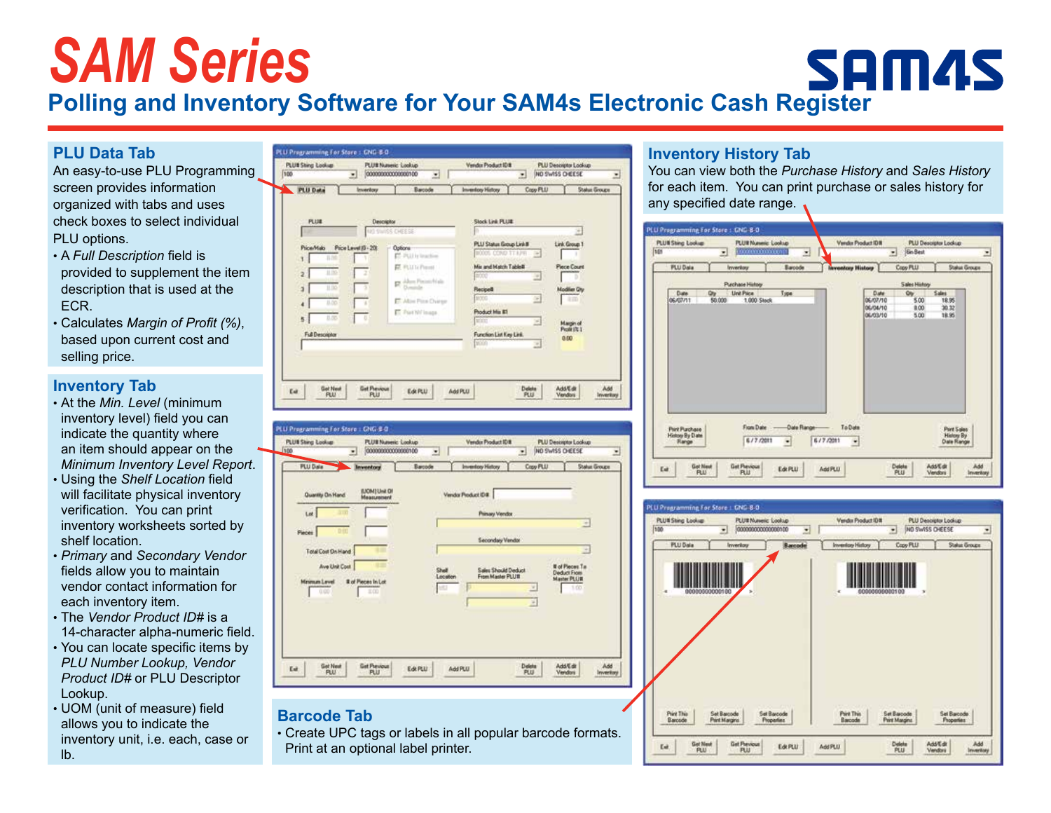# SAM Series

## Polling and Inventory Software for Your SAM4s Electronic Cash Register

### PLU Data Tab

An easy-to-use PLU Programming screen provides information organized with tabs and uses check boxes to select individual PLU options.

- A *Full Description* field is provided to supplement the item description that is used at the ECR.
- Calculates *Margin of Profit (%)*, based upon current cost and selling price.

### Inventory Tab

- At the *Min. Level* (minimum inventory level) field you can indicate the quantity where an item should appear on the *Minimum Inventory Level Report*.
- Using the *Shelf Location* field will facilitate physical inventory verification. You can print inventory worksheets sorted by shelf location.
- *Primary* and *Secondary Vendor* fields allow you to maintain vendor contact information for each inventory item.
- The *Vendor Product ID#* is a 14-character alpha-numeric field.
- You can locate specific items by *PLU Number Lookup, Vendor Product ID#* or PLU Descriptor Lookup.
- UOM (unit of measure) field allows you to indicate the inventory unit, i.e. each, case or lb.

### Inventory History Tab

You can view both the *Purchase History* and *Sales History* for each item. You can print purchase or sales history for any specified date range.

### Barcode Tab

- Create UPC tags or labels in all popular barcode formats. Print at an optional label printer.